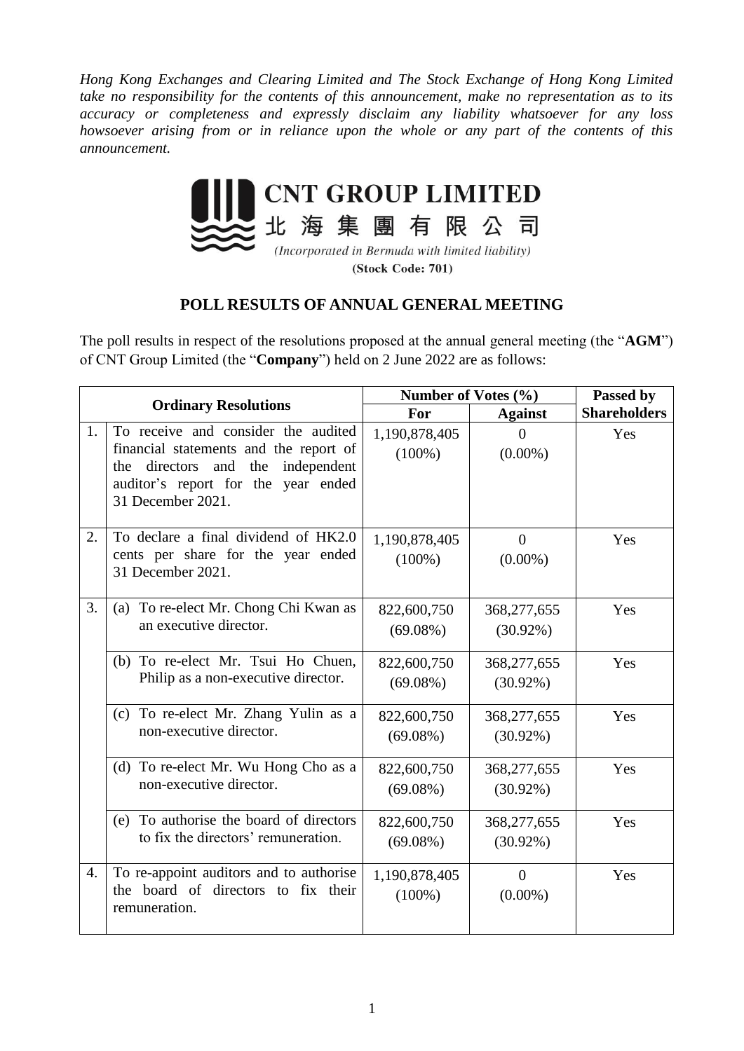*Hong Kong Exchanges and Clearing Limited and The Stock Exchange of Hong Kong Limited take no responsibility for the contents of this announcement, make no representation as to its accuracy or completeness and expressly disclaim any liability whatsoever for any loss howsoever arising from or in reliance upon the whole or any part of the contents of this announcement.*

# CNT GROUP LIMITED
# 北海集團有限公司

*(Incorporated in Bermuda with limited liability)*

**(Stock Code: 701)**

## POLL RESULTS OF ANNUAL GENERAL MEETING

The poll results in respect of the resolutions proposed at the annual general meeting (the "**AGM**") of CNT Group Limited (the "**Company**") held on 2 June 2022 are as follows:

| Ordinary Resolutions | | Number of Votes (%) | | Passed by Shareholders |
|---|---|---|---|---|
| | | For | Against | |
| 1. | To receive and consider the audited financial statements and the report of the directors and the independent auditor's report for the year ended 31 December 2021. | 1,190,878,405 (100%) | 0 (0.00%) | Yes |
| 2. | To declare a final dividend of HK2.0 cents per share for the year ended 31 December 2021. | 1,190,878,405 (100%) | 0 (0.00%) | Yes |
| 3. | (a) To re-elect Mr. Chong Chi Kwan as an executive director. | 822,600,750 (69.08%) | 368,277,655 (30.92%) | Yes |
| | (b) To re-elect Mr. Tsui Ho Chuen, Philip as a non-executive director. | 822,600,750 (69.08%) | 368,277,655 (30.92%) | Yes |
| | (c) To re-elect Mr. Zhang Yulin as a non-executive director. | 822,600,750 (69.08%) | 368,277,655 (30.92%) | Yes |
| | (d) To re-elect Mr. Wu Hong Cho as a non-executive director. | 822,600,750 (69.08%) | 368,277,655 (30.92%) | Yes |
| | (e) To authorise the board of directors to fix the directors' remuneration. | 822,600,750 (69.08%) | 368,277,655 (30.92%) | Yes |
| 4. | To re-appoint auditors and to authorise the board of directors to fix their remuneration. | 1,190,878,405 (100%) | 0 (0.00%) | Yes |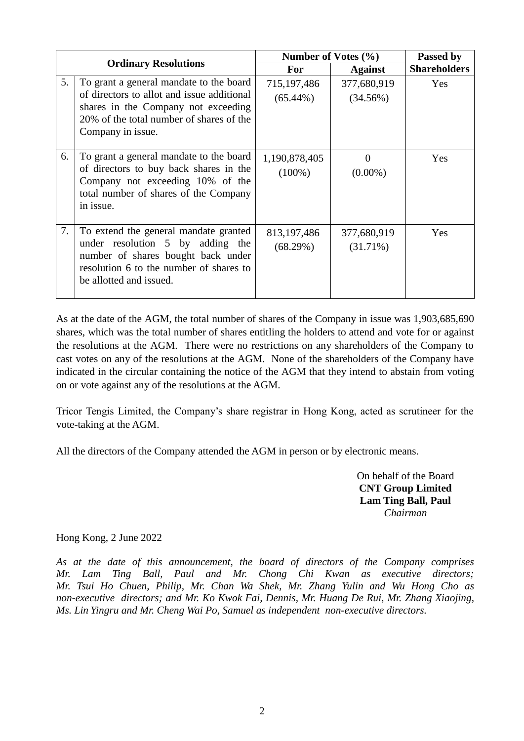| Ordinary Resolutions | | Number of Votes (%) | | Passed by Shareholders |
|---|---|---|---|---|
| | | For | Against | |
| 5. | To grant a general mandate to the board of directors to allot and issue additional shares in the Company not exceeding 20% of the total number of shares of the Company in issue. | 715,197,486 (65.44%) | 377,680,919 (34.56%) | Yes |
| 6. | To grant a general mandate to the board of directors to buy back shares in the Company not exceeding 10% of the total number of shares of the Company in issue. | 1,190,878,405 (100%) | 0 (0.00%) | Yes |
| 7. | To extend the general mandate granted under resolution 5 by adding the number of shares bought back under resolution 6 to the number of shares to be allotted and issued. | 813,197,486 (68.29%) | 377,680,919 (31.71%) | Yes |

As at the date of the AGM, the total number of shares of the Company in issue was 1,903,685,690 shares, which was the total number of shares entitling the holders to attend and vote for or against the resolutions at the AGM. There were no restrictions on any shareholders of the Company to cast votes on any of the resolutions at the AGM. None of the shareholders of the Company have indicated in the circular containing the notice of the AGM that they intend to abstain from voting on or vote against any of the resolutions at the AGM.

Tricor Tengis Limited, the Company's share registrar in Hong Kong, acted as scrutineer for the vote-taking at the AGM.

All the directors of the Company attended the AGM in person or by electronic means.

On behalf of the Board
**CNT Group Limited**
**Lam Ting Ball, Paul**
*Chairman*

Hong Kong, 2 June 2022

*As at the date of this announcement, the board of directors of the Company comprises Mr. Lam Ting Ball, Paul and Mr. Chong Chi Kwan as executive directors; Mr. Tsui Ho Chuen, Philip, Mr. Chan Wa Shek, Mr. Zhang Yulin and Wu Hong Cho as non-executive directors; and Mr. Ko Kwok Fai, Dennis, Mr. Huang De Rui, Mr. Zhang Xiaojing, Ms. Lin Yingru and Mr. Cheng Wai Po, Samuel as independent non-executive directors.*